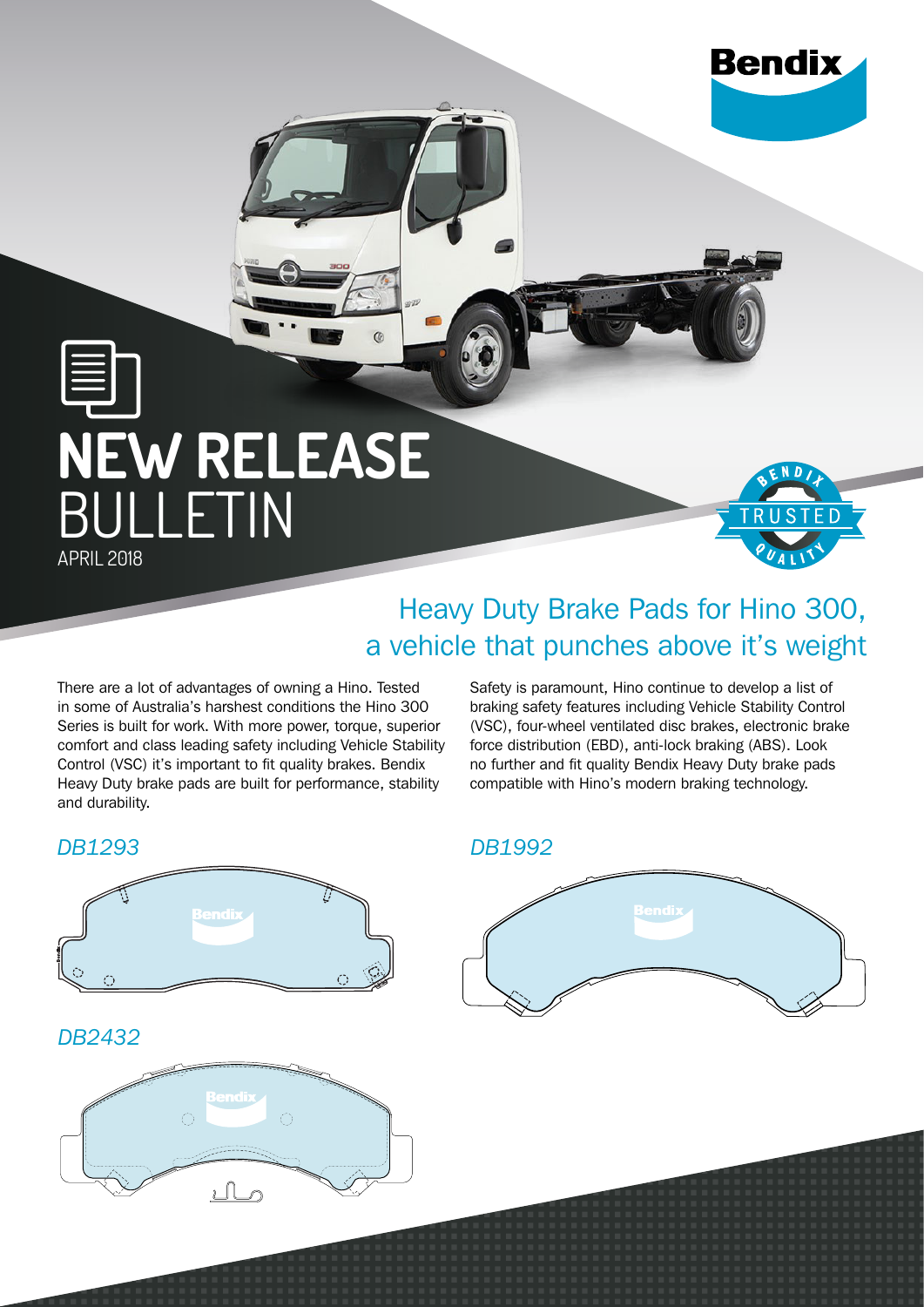Bendix

# NEW RELEASE BULLETIN

APRIL 2018

BENDIX TRUSTED QUALITY

## Heavy Duty Brake Pads for Hino 300, a vehicle that punches above it's weight

There are a lot of advantages of owning a Hino. Tested in some of Australia's harshest conditions the Hino 300 Series is built for work. With more power, torque, superior comfort and class leading safety including Vehicle Stability Control (VSC) it's important to fit quality brakes. Bendix Heavy Duty brake pads are built for performance, stability and durability.

Safety is paramount, Hino continue to develop a list of braking safety features including Vehicle Stability Control (VSC), four-wheel ventilated disc brakes, electronic brake force distribution (EBD), anti-lock braking (ABS). Look no further and fit quality Bendix Heavy Duty brake pads compatible with Hino's modern braking technology.

*DB1293*

*DB1992*

*DB2432*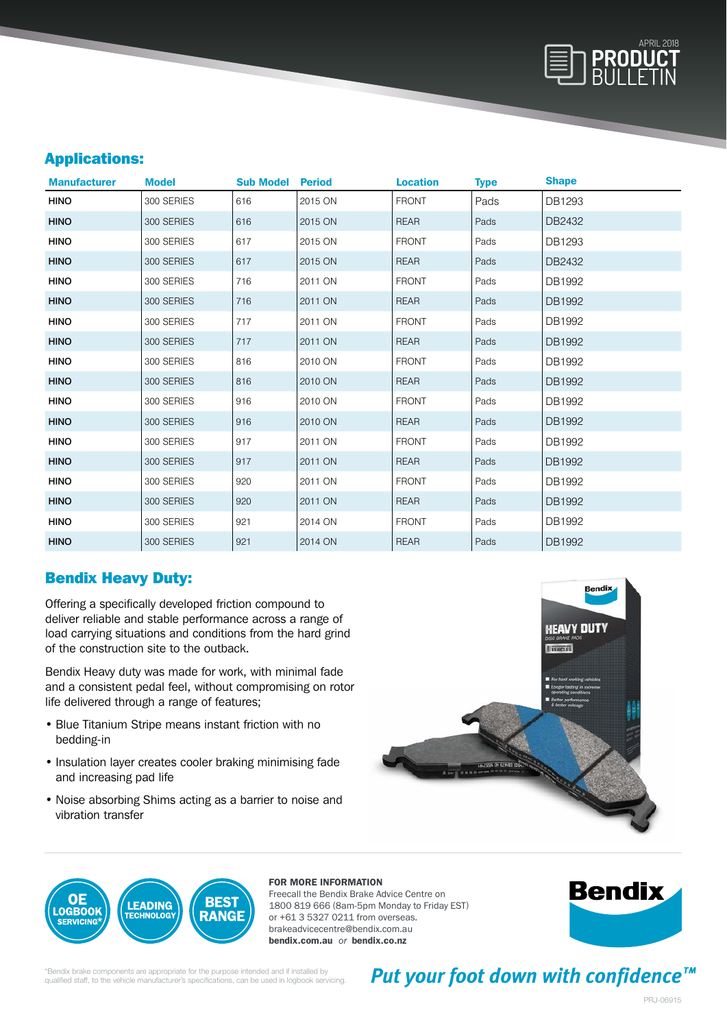## Applications:

| Manufacturer | Model | Sub Model | Period | Location | Type | Shape |
|---|---|---|---|---|---|---|
| HINO | 300 SERIES | 616 | 2015 ON | FRONT | Pads | DB1293 |
| HINO | 300 SERIES | 616 | 2015 ON | REAR | Pads | DB2432 |
| HINO | 300 SERIES | 617 | 2015 ON | FRONT | Pads | DB1293 |
| HINO | 300 SERIES | 617 | 2015 ON | REAR | Pads | DB2432 |
| HINO | 300 SERIES | 716 | 2011 ON | FRONT | Pads | DB1992 |
| HINO | 300 SERIES | 716 | 2011 ON | REAR | Pads | DB1992 |
| HINO | 300 SERIES | 717 | 2011 ON | FRONT | Pads | DB1992 |
| HINO | 300 SERIES | 717 | 2011 ON | REAR | Pads | DB1992 |
| HINO | 300 SERIES | 816 | 2010 ON | FRONT | Pads | DB1992 |
| HINO | 300 SERIES | 816 | 2010 ON | REAR | Pads | DB1992 |
| HINO | 300 SERIES | 916 | 2010 ON | FRONT | Pads | DB1992 |
| HINO | 300 SERIES | 916 | 2010 ON | REAR | Pads | DB1992 |
| HINO | 300 SERIES | 917 | 2011 ON | FRONT | Pads | DB1992 |
| HINO | 300 SERIES | 917 | 2011 ON | REAR | Pads | DB1992 |
| HINO | 300 SERIES | 920 | 2011 ON | FRONT | Pads | DB1992 |
| HINO | 300 SERIES | 920 | 2011 ON | REAR | Pads | DB1992 |
| HINO | 300 SERIES | 921 | 2014 ON | FRONT | Pads | DB1992 |
| HINO | 300 SERIES | 921 | 2014 ON | REAR | Pads | DB1992 |

## Bendix Heavy Duty:

Offering a specifically developed friction compound to deliver reliable and stable performance across a range of load carrying situations and conditions from the hard grind of the construction site to the outback.

Bendix Heavy duty was made for work, with minimal fade and a consistent pedal feel, without compromising on rotor life delivered through a range of features;

- Blue Titanium Stripe means instant friction with no bedding-in
- Insulation layer creates cooler braking minimising fade and increasing pad life
- Noise absorbing Shims acting as a barrier to noise and vibration transfer

OE LOGBOOK SERVICING* | LEADING TECHNOLOGY | BEST RANGE

**FOR MORE INFORMATION**
Freecall the Bendix Brake Advice Centre on 1800 819 666 (8am-5pm Monday to Friday EST) or +61 3 5327 0211 from overseas.
brakeadvicecentre@bendix.com.au
**bendix.com.au** *or* **bendix.co.nz**

*Bendix brake components are appropriate for the purpose intended and if installed by qualified staff, to the vehicle manufacturer's specifications, can be used in logbook servicing.

*Put your foot down with confidence™*

PRJ-06915